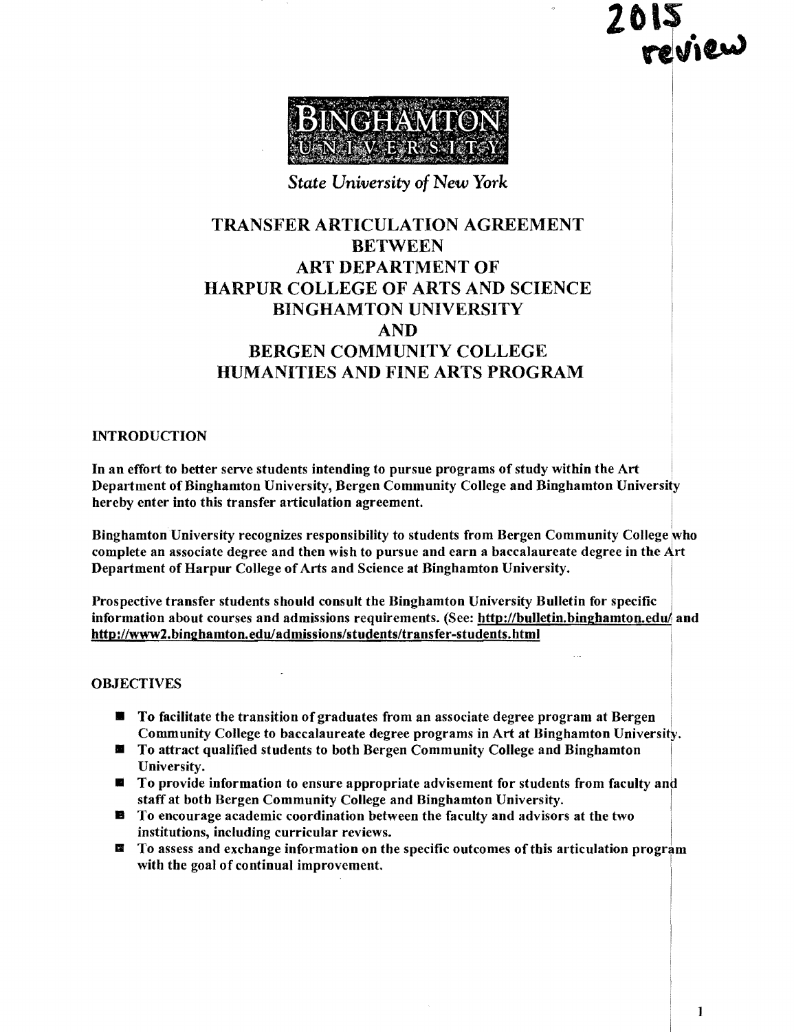2015 review

BINGHAMTON UNIVERSITY

*State University of New York*

# TRANSFER ARTICULATION AGREEMENT BETWEEN ART DEPARTMENT OF HARPUR COLLEGE OF ARTS AND SCIENCE BINGHAMTON UNIVERSITY AND BERGEN COMMUNITY COLLEGE HUMANITIES AND FINE ARTS PROGRAM

## INTRODUCTION

**In an effort to better serve students intending to pursue programs of study within the Art Department of Binghamton University, Bergen Community College and Binghamton University hereby enter into this transfer articulation agreement.**

**Binghamton University recognizes responsibility to students from Bergen Community College who complete an associate degree and then wish to pursue and earn a baccalaureate degree in the Art Department of Harpur College of Arts and Science at Binghamton University.**

**Prospective transfer students should consult the Binghamton University Bulletin for specific information about courses and admissions requirements. (See: http://bulletin.binghamton.edu/ and http://www2.binghamton.edu/admissions/students/transfer-students.html**

## OBJECTIVES

- **To facilitate the transition of graduates from an associate degree program at Bergen Community College to baccalaureate degree programs in Art at Binghamton University.**
- **To attract qualified students to both Bergen Community College and Binghamton University.**
- **To provide information to ensure appropriate advisement for students from faculty and staff at both Bergen Community College and Binghamton University.**
- **To encourage academic coordination between the faculty and advisors at the two institutions, including curricular reviews.**
- **To assess and exchange information on the specific outcomes of this articulation program with the goal of continual improvement.**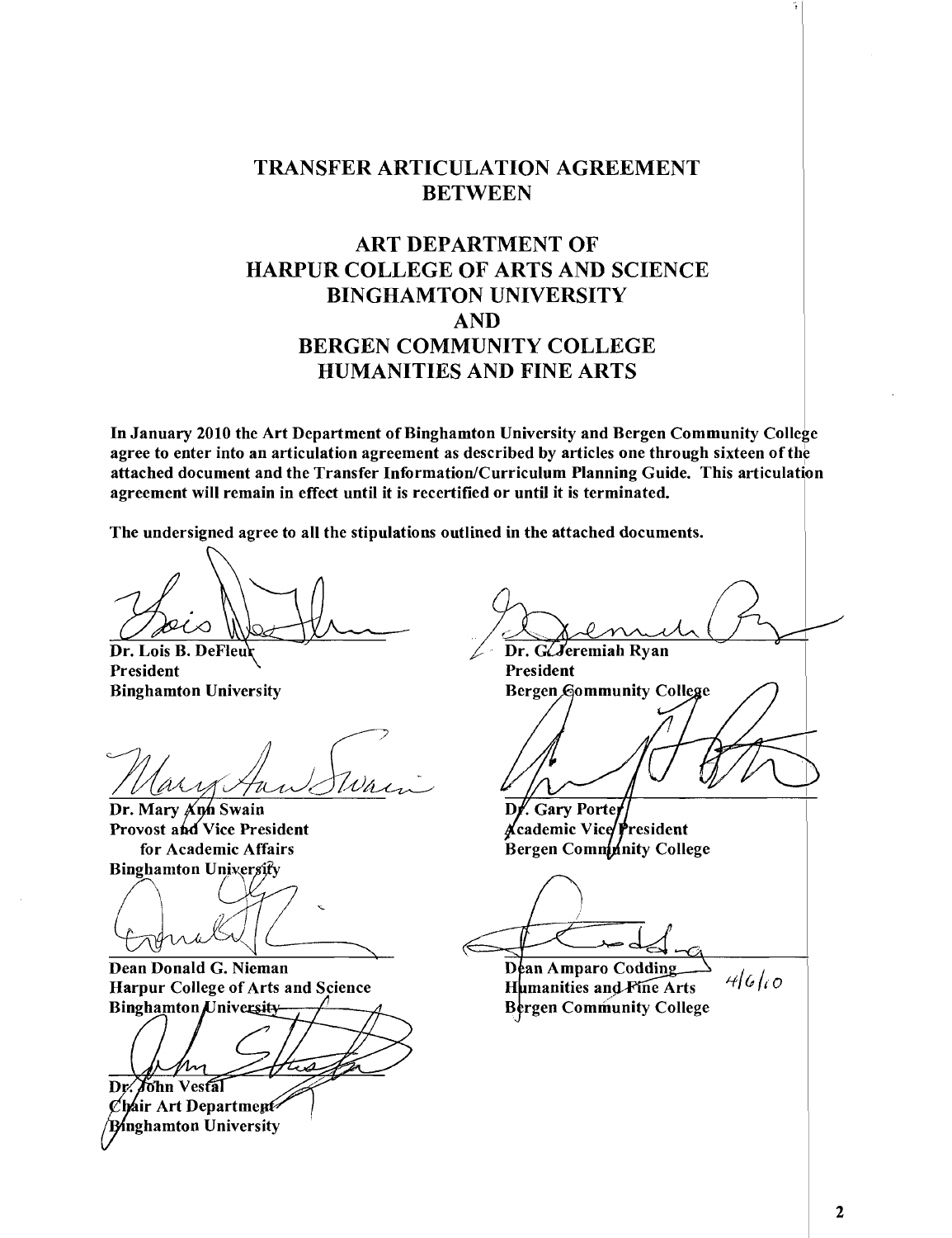# TRANSFER ARTICULATION AGREEMENT BETWEEN

# ART DEPARTMENT OF HARPUR COLLEGE OF ARTS AND SCIENCE BINGHAMTON UNIVERSITY AND BERGEN COMMUNITY COLLEGE HUMANITIES AND FINE ARTS

**In January 2010 the Art Department of Binghamton University and Bergen Community College agree to enter into an articulation agreement as described by articles one through sixteen of the attached document and the Transfer Information/Curriculum Planning Guide. This articulation agreement will remain in effect until it is recertified or until it is terminated.**

**The undersigned agree to all the stipulations outlined in the attached documents.**

**Dr. Lois B. DeFleur**
**President**
**Binghamton University**

**Dr. Mary Ann Swain**
**Provost and Vice President for Academic Affairs**
**Binghamton University**

**Dean Donald G. Nieman**
**Harpur College of Arts and Science**
**Binghamton University**

**Dr. John Vestal**
**Chair Art Department**
**Binghamton University**

**Dr. G. Jeremiah Ryan**
**President**
**Bergen Community College**

**Dr. Gary Porter**
**Academic Vice President**
**Bergen Community College**

**Dean Amparo Codding**
**Humanities and Fine Arts**
**Bergen Community College**

4/6/10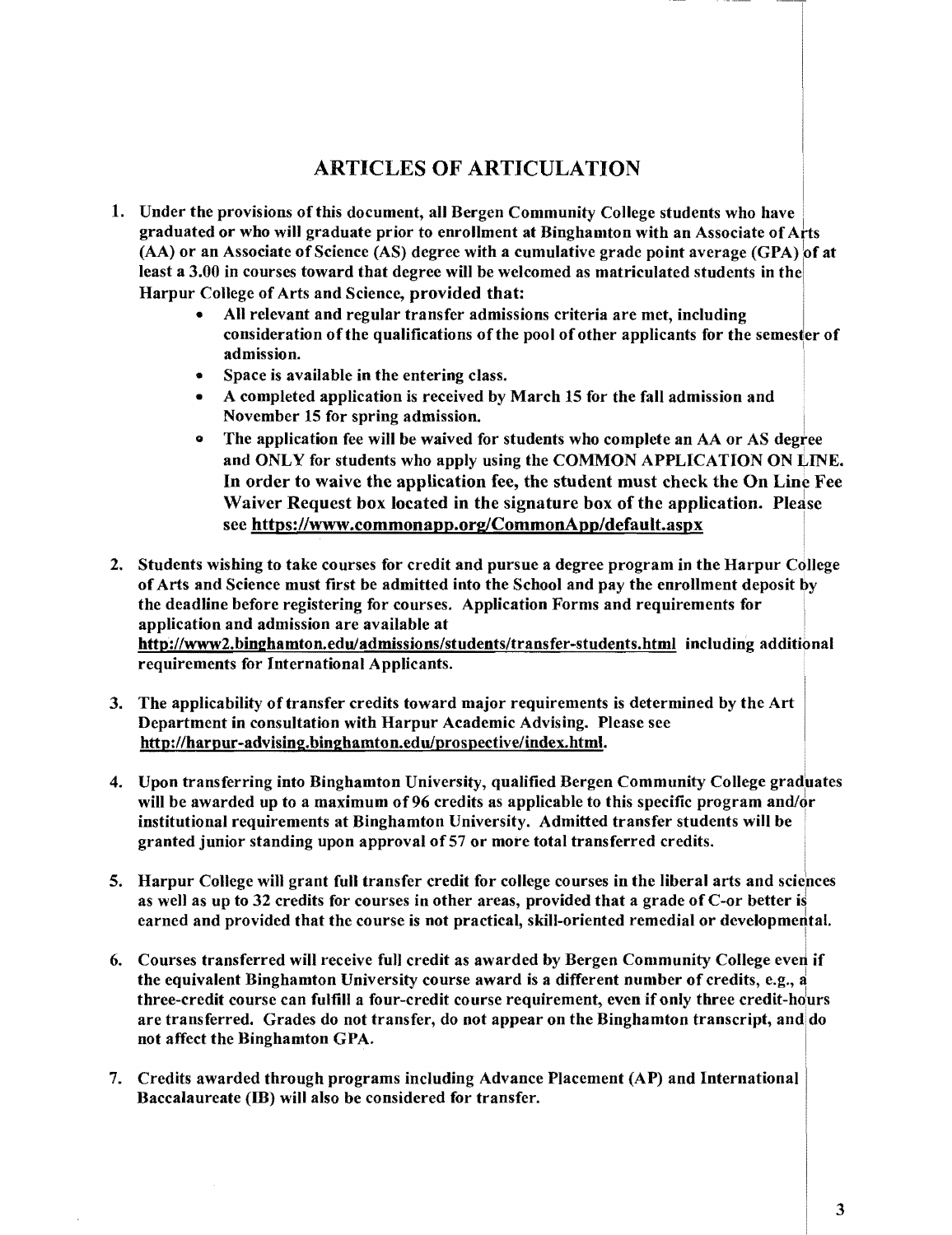# ARTICLES OF ARTICULATION

1. Under the provisions of this document, all Bergen Community College students who have graduated or who will graduate prior to enrollment at Binghamton with an Associate of Arts (AA) or an Associate of Science (AS) degree with a cumulative grade point average (GPA) of at least a 3.00 in courses toward that degree will be welcomed as matriculated students in the Harpur College of Arts and Science, provided that:
    - All relevant and regular transfer admissions criteria are met, including consideration of the qualifications of the pool of other applicants for the semester of admission.
    - Space is available in the entering class.
    - A completed application is received by March 15 for the fall admission and November 15 for spring admission.
    - The application fee will be waived for students who complete an AA or AS degree and ONLY for students who apply using the COMMON APPLICATION ON LINE. In order to waive the application fee, the student must check the On Line Fee Waiver Request box located in the signature box of the application. Please see https://www.commonapp.org/CommonApp/default.aspx

2. Students wishing to take courses for credit and pursue a degree program in the Harpur College of Arts and Science must first be admitted into the School and pay the enrollment deposit by the deadline before registering for courses. Application Forms and requirements for application and admission are available at http://www2.binghamton.edu/admissions/students/transfer-students.html including additional requirements for International Applicants.

3. The applicability of transfer credits toward major requirements is determined by the Art Department in consultation with Harpur Academic Advising. Please see http://harpur-advising.binghamton.edu/prospective/index.html.

4. Upon transferring into Binghamton University, qualified Bergen Community College graduates will be awarded up to a maximum of 96 credits as applicable to this specific program and/or institutional requirements at Binghamton University. Admitted transfer students will be granted junior standing upon approval of 57 or more total transferred credits.

5. Harpur College will grant full transfer credit for college courses in the liberal arts and sciences as well as up to 32 credits for courses in other areas, provided that a grade of C-or better is earned and provided that the course is not practical, skill-oriented remedial or developmental.

6. Courses transferred will receive full credit as awarded by Bergen Community College even if the equivalent Binghamton University course award is a different number of credits, e.g., a three-credit course can fulfill a four-credit course requirement, even if only three credit-hours are transferred. Grades do not transfer, do not appear on the Binghamton transcript, and do not affect the Binghamton GPA.

7. Credits awarded through programs including Advance Placement (AP) and International Baccalaureate (IB) will also be considered for transfer.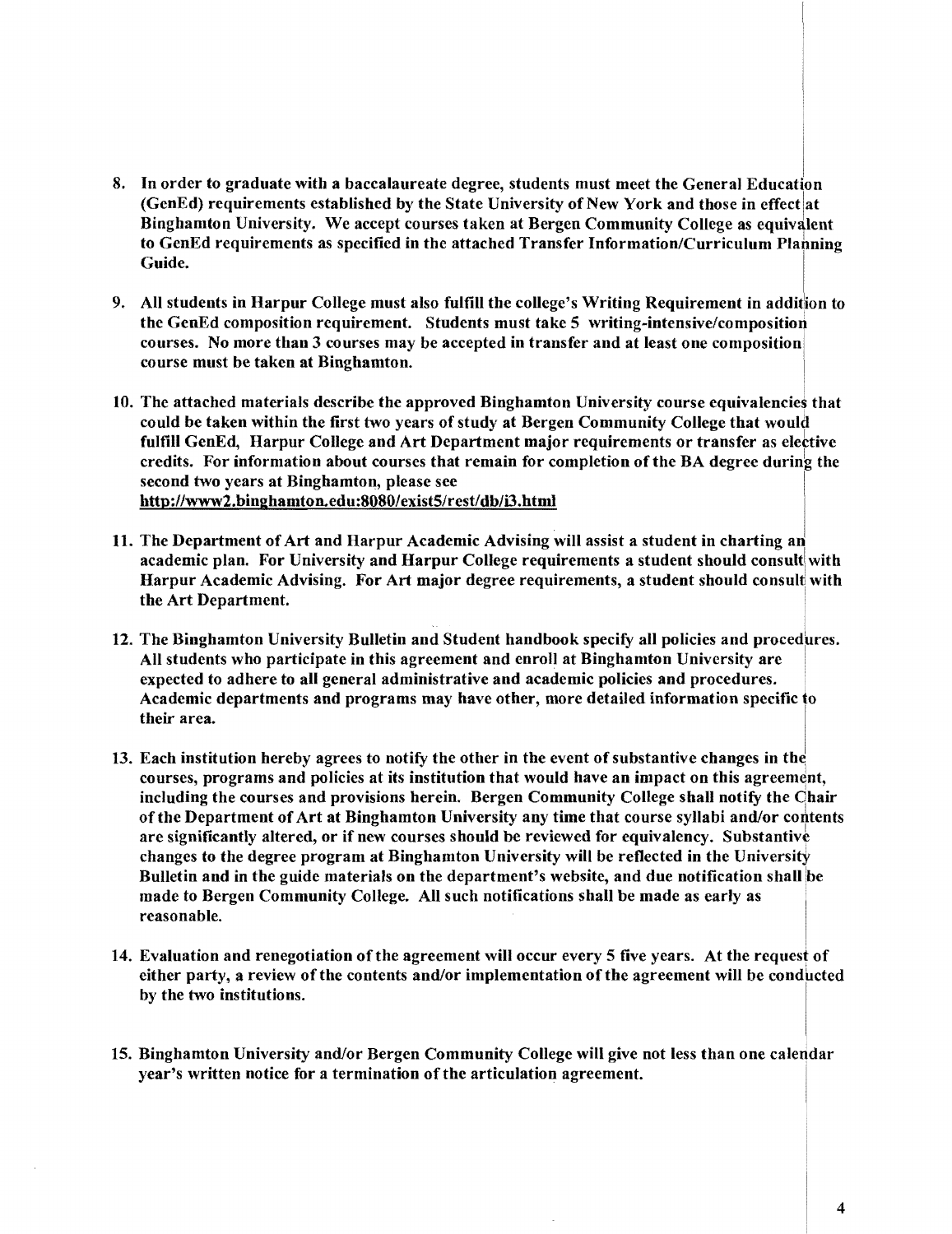8. In order to graduate with a baccalaureate degree, students must meet the General Education (GenEd) requirements established by the State University of New York and those in effect at Binghamton University. We accept courses taken at Bergen Community College as equivalent to GenEd requirements as specified in the attached Transfer Information/Curriculum Planning Guide.

9. All students in Harpur College must also fulfill the college's Writing Requirement in addition to the GenEd composition requirement. Students must take 5 writing-intensive/composition courses. No more than 3 courses may be accepted in transfer and at least one composition course must be taken at Binghamton.

10. The attached materials describe the approved Binghamton University course equivalencies that could be taken within the first two years of study at Bergen Community College that would fulfill GenEd, Harpur College and Art Department major requirements or transfer as elective credits. For information about courses that remain for completion of the BA degree during the second two years at Binghamton, please see http://www2.binghamton.edu:8080/exist5/rest/db/i3.html

11. The Department of Art and Harpur Academic Advising will assist a student in charting an academic plan. For University and Harpur College requirements a student should consult with Harpur Academic Advising. For Art major degree requirements, a student should consult with the Art Department.

12. The Binghamton University Bulletin and Student handbook specify all policies and procedures. All students who participate in this agreement and enroll at Binghamton University are expected to adhere to all general administrative and academic policies and procedures. Academic departments and programs may have other, more detailed information specific to their area.

13. Each institution hereby agrees to notify the other in the event of substantive changes in the courses, programs and policies at its institution that would have an impact on this agreement, including the courses and provisions herein. Bergen Community College shall notify the Chair of the Department of Art at Binghamton University any time that course syllabi and/or contents are significantly altered, or if new courses should be reviewed for equivalency. Substantive changes to the degree program at Binghamton University will be reflected in the University Bulletin and in the guide materials on the department's website, and due notification shall be made to Bergen Community College. All such notifications shall be made as early as reasonable.

14. Evaluation and renegotiation of the agreement will occur every 5 five years. At the request of either party, a review of the contents and/or implementation of the agreement will be conducted by the two institutions.

15. Binghamton University and/or Bergen Community College will give not less than one calendar year's written notice for a termination of the articulation agreement.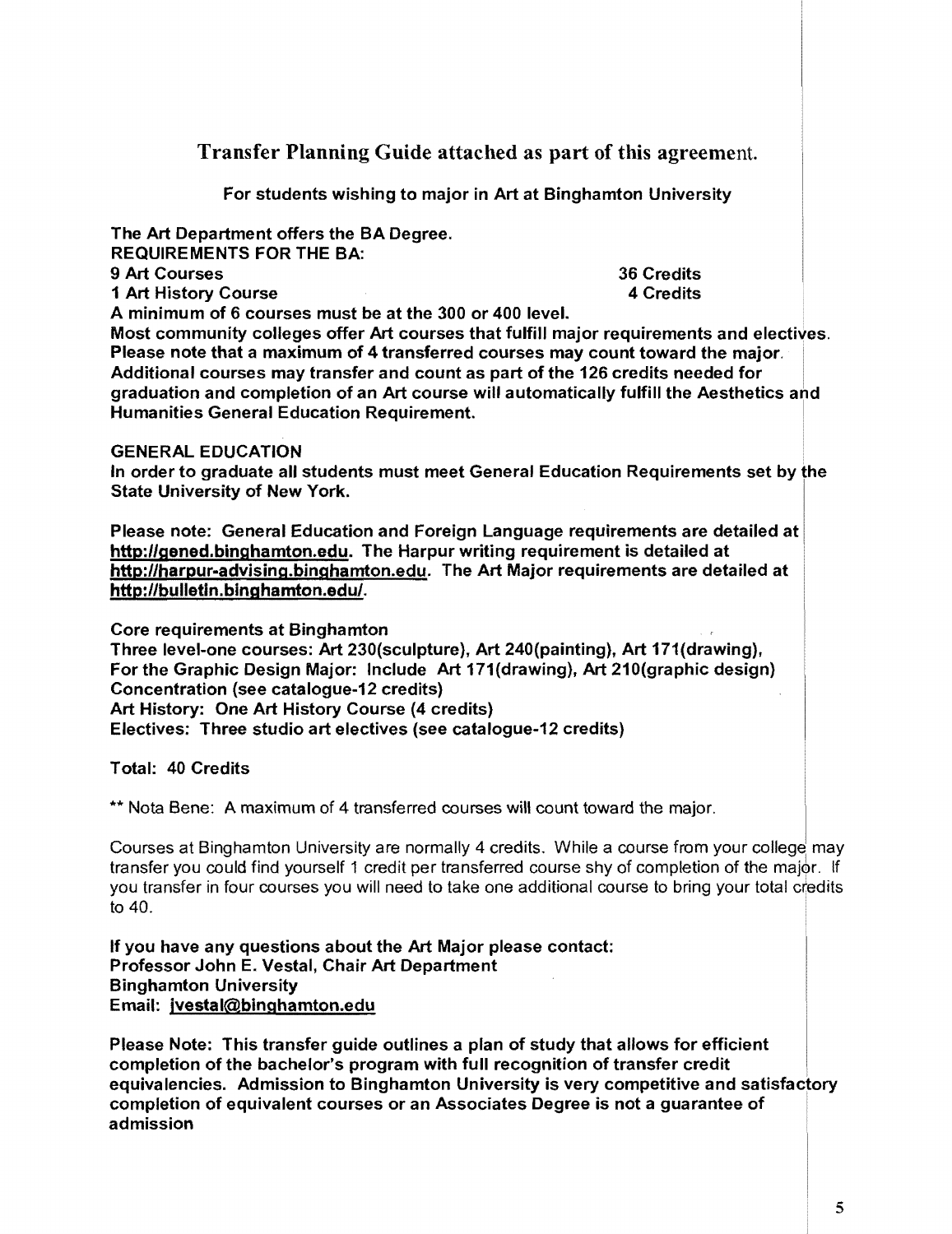## Transfer Planning Guide attached as part of this agreement.

**For students wishing to major in Art at Binghamton University**

**The Art Department offers the BA Degree.**
**REQUIREMENTS FOR THE BA:**

| | |
|---|---|
| **9 Art Courses** | **36 Credits** |
| **1 Art History Course** | **4 Credits** |

**A minimum of 6 courses must be at the 300 or 400 level.**
**Most community colleges offer Art courses that fulfill major requirements and electives. Please note that a maximum of 4 transferred courses may count toward the major. Additional courses may transfer and count as part of the 126 credits needed for graduation and completion of an Art course will automatically fulfill the Aesthetics and Humanities General Education Requirement.**

**GENERAL EDUCATION**
**In order to graduate all students must meet General Education Requirements set by the State University of New York.**

**Please note: General Education and Foreign Language requirements are detailed at http://gened.binghamton.edu. The Harpur writing requirement is detailed at http://harpur-advising.binghamton.edu. The Art Major requirements are detailed at http://bulletin.binghamton.edu/.**

**Core requirements at Binghamton**
**Three level-one courses: Art 230(sculpture), Art 240(painting), Art 171(drawing),**
**For the Graphic Design Major: Include Art 171(drawing), Art 210(graphic design)**
**Concentration (see catalogue-12 credits)**
**Art History: One Art History Course (4 credits)**
**Electives: Three studio art electives (see catalogue-12 credits)**

**Total: 40 Credits**

** Nota Bene: A maximum of 4 transferred courses will count toward the major.

Courses at Binghamton University are normally 4 credits. While a course from your college may transfer you could find yourself 1 credit per transferred course shy of completion of the major. If you transfer in four courses you will need to take one additional course to bring your total credits to 40.

**If you have any questions about the Art Major please contact:**
**Professor John E. Vestal, Chair Art Department**
**Binghamton University**
**Email: jvestal@binghamton.edu**

**Please Note: This transfer guide outlines a plan of study that allows for efficient completion of the bachelor's program with full recognition of transfer credit equivalencies. Admission to Binghamton University is very competitive and satisfactory completion of equivalent courses or an Associates Degree is not a guarantee of admission**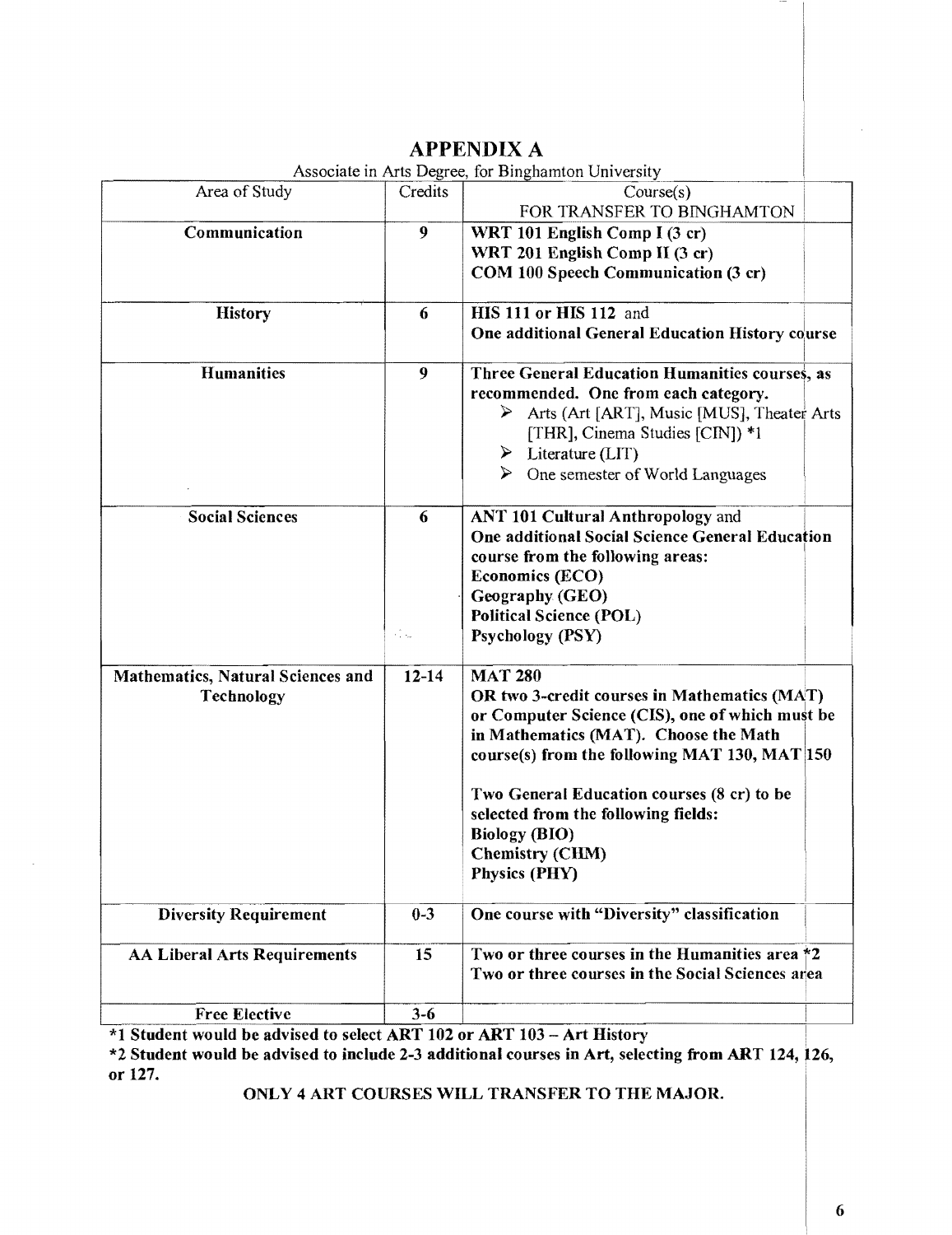# APPENDIX A

Associate in Arts Degree, for Binghamton University

| Area of Study | Credits | Course(s) FOR TRANSFER TO BINGHAMTON |
|---|---|---|
| **Communication** | **9** | **WRT 101 English Comp I (3 cr)**<br>**WRT 201 English Comp II (3 cr)**<br>**COM 100 Speech Communication (3 cr)** |
| **History** | **6** | **HIS 111 or HIS 112** and<br>**One additional General Education History course** |
| **Humanities** | **9** | **Three General Education Humanities courses, as recommended. One from each category.**<br>➢ Arts (Art [ART], Music [MUS], Theater Arts [THR], Cinema Studies [CIN]) *1<br>➢ Literature (LIT)<br>➢ One semester of World Languages |
| **Social Sciences** | **6** | **ANT 101 Cultural Anthropology** and<br>**One additional Social Science General Education course from the following areas:**<br>**Economics (ECO)**<br>**Geography (GEO)**<br>**Political Science (POL)**<br>**Psychology (PSY)** |
| **Mathematics, Natural Sciences and Technology** | **12-14** | **MAT 280**<br>**OR two 3-credit courses in Mathematics (MAT) or Computer Science (CIS), one of which must be in Mathematics (MAT). Choose the Math course(s) from the following MAT 130, MAT 150**<br><br>**Two General Education courses (8 cr) to be selected from the following fields:**<br>**Biology (BIO)**<br>**Chemistry (CHM)**<br>**Physics (PHY)** |
| **Diversity Requirement** | **0-3** | **One course with "Diversity" classification** |
| **AA Liberal Arts Requirements** | **15** | **Two or three courses in the Humanities area *2**<br>**Two or three courses in the Social Sciences area** |
| **Free Elective** | **3-6** | |

**\*1 Student would be advised to select ART 102 or ART 103 – Art History**

**\*2 Student would be advised to include 2-3 additional courses in Art, selecting from ART 124, 126, or 127.**

**ONLY 4 ART COURSES WILL TRANSFER TO THE MAJOR.**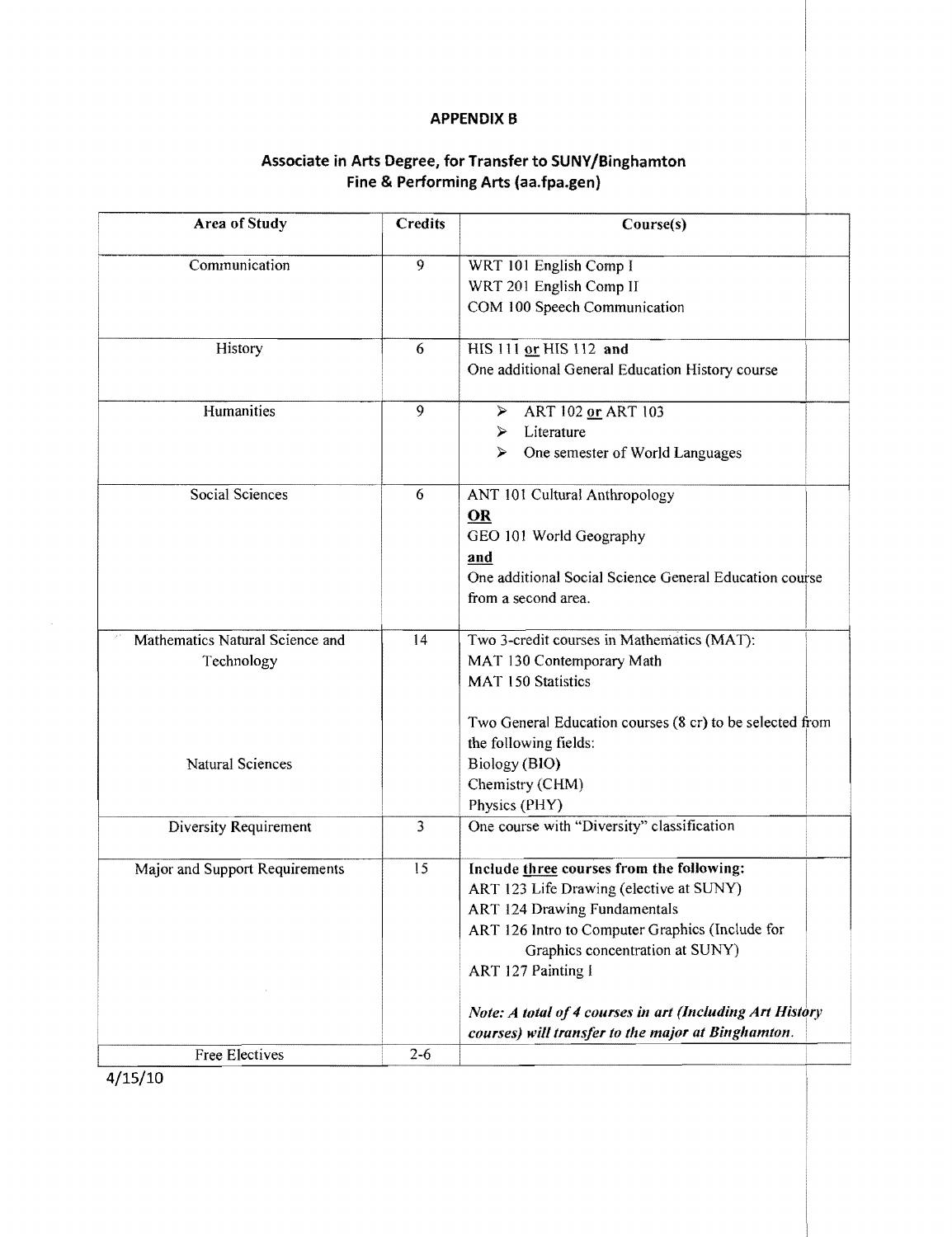# APPENDIX B

## Associate in Arts Degree, for Transfer to SUNY/Binghamton
## Fine & Performing Arts (aa.fpa.gen)

| Area of Study | Credits | Course(s) |
|---|---|---|
| Communication | 9 | WRT 101 English Comp I<br>WRT 201 English Comp II<br>COM 100 Speech Communication |
| History | 6 | HIS 111 or HIS 112 **and**<br>One additional General Education History course |
| Humanities | 9 | ➢ ART 102 or ART 103<br>➢ Literature<br>➢ One semester of World Languages |
| Social Sciences | 6 | ANT 101 Cultural Anthropology<br>**OR**<br>GEO 101 World Geography<br>**and**<br>One additional Social Science General Education course from a second area. |
| Mathematics Natural Science and Technology<br><br>Natural Sciences | 14 | Two 3-credit courses in Mathematics (MAT):<br>MAT 130 Contemporary Math<br>MAT 150 Statistics<br><br>Two General Education courses (8 cr) to be selected from the following fields:<br>Biology (BIO)<br>Chemistry (CHM)<br>Physics (PHY) |
| Diversity Requirement | 3 | One course with "Diversity" classification |
| Major and Support Requirements | 15 | **Include three courses from the following:**<br>ART 123 Life Drawing (elective at SUNY)<br>ART 124 Drawing Fundamentals<br>ART 126 Intro to Computer Graphics (Include for Graphics concentration at SUNY)<br>ART 127 Painting I<br><br>***Note: A total of 4 courses in art (Including Art History courses) will transfer to the major at Binghamton.*** |
| Free Electives | 2-6 | |

4/15/10